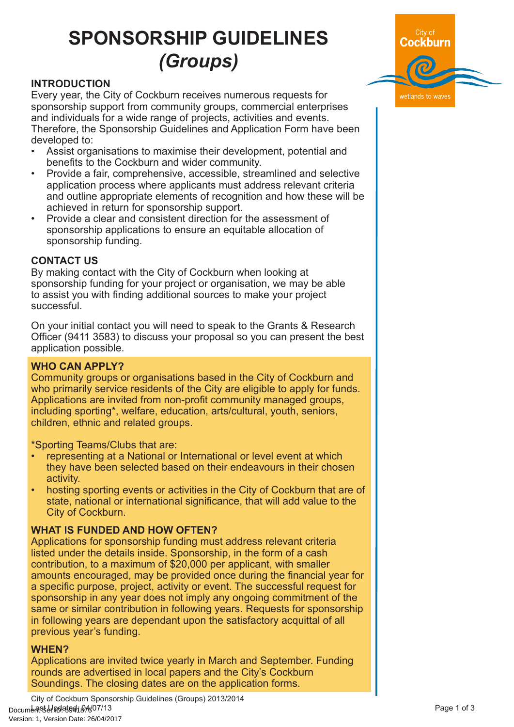# SPONSORSHIP GUIDELINES *(Groups)*

## INTRODUCTION

Every year, the City of Cockburn receives numerous requests for sponsorship support from community groups, commercial enterprises and individuals for a wide range of projects, activities and events. Therefore, the Sponsorship Guidelines and Application Form have been developed to:

- Assist organisations to maximise their development, potential and benefits to the Cockburn and wider community.
- Provide a fair, comprehensive, accessible, streamlined and selective application process where applicants must address relevant criteria and outline appropriate elements of recognition and how these will be achieved in return for sponsorship support.
- Provide a clear and consistent direction for the assessment of sponsorship applications to ensure an equitable allocation of sponsorship funding.

## CONTACT US

By making contact with the City of Cockburn when looking at sponsorship funding for your project or organisation, we may be able to assist you with finding additional sources to make your project successful.

On your initial contact you will need to speak to the Grants & Research Officer (9411 3583) to discuss your proposal so you can present the best application possible.

## WHO CAN APPLY?

Community groups or organisations based in the City of Cockburn and who primarily service residents of the City are eligible to apply for funds. Applications are invited from non-profit community managed groups, including sporting*, welfare, education, arts/cultural, youth, seniors, children, ethnic and related groups.

*Sporting Teams/Clubs that are:

- representing at a National or International or level event at which they have been selected based on their endeavours in their chosen activity.
- hosting sporting events or activities in the City of Cockburn that are of state, national or international significance, that will add value to the City of Cockburn.

## WHAT IS FUNDED AND HOW OFTEN?

Applications for sponsorship funding must address relevant criteria listed under the details inside. Sponsorship, in the form of a cash contribution, to a maximum of $20,000 per applicant, with smaller amounts encouraged, may be provided once during the financial year for a specific purpose, project, activity or event. The successful request for sponsorship in any year does not imply any ongoing commitment of the same or similar contribution in following years. Requests for sponsorship in following years are dependant upon the satisfactory acquittal of all previous year's funding.

## WHEN?

Applications are invited twice yearly in March and September. Funding rounds are advertised in local papers and the City's Cockburn Soundings. The closing dates are on the application forms.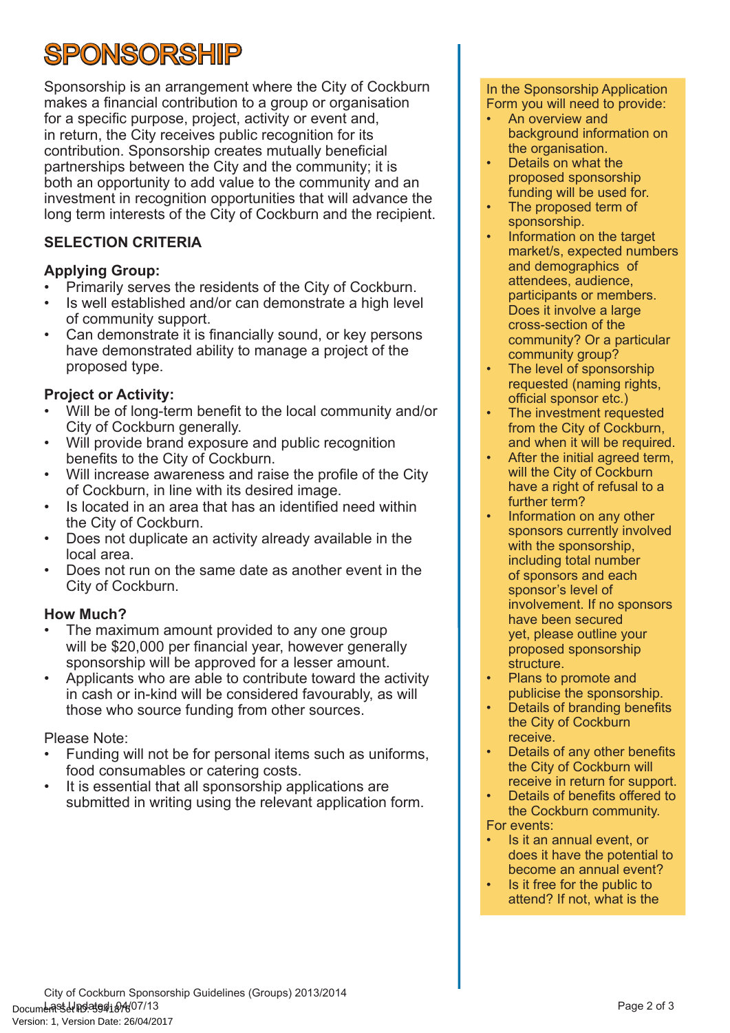# SPONSORSHIP

Sponsorship is an arrangement where the City of Cockburn makes a financial contribution to a group or organisation for a specific purpose, project, activity or event and, in return, the City receives public recognition for its contribution. Sponsorship creates mutually beneficial partnerships between the City and the community; it is both an opportunity to add value to the community and an investment in recognition opportunities that will advance the long term interests of the City of Cockburn and the recipient.

## SELECTION CRITERIA

### Applying Group:

- Primarily serves the residents of the City of Cockburn.
- Is well established and/or can demonstrate a high level of community support.
- Can demonstrate it is financially sound, or key persons have demonstrated ability to manage a project of the proposed type.

### Project or Activity:

- Will be of long-term benefit to the local community and/or City of Cockburn generally.
- Will provide brand exposure and public recognition benefits to the City of Cockburn.
- Will increase awareness and raise the profile of the City of Cockburn, in line with its desired image.
- Is located in an area that has an identified need within the City of Cockburn.
- Does not duplicate an activity already available in the local area.
- Does not run on the same date as another event in the City of Cockburn.

### How Much?

- The maximum amount provided to any one group will be $20,000 per financial year, however generally sponsorship will be approved for a lesser amount.
- Applicants who are able to contribute toward the activity in cash or in-kind will be considered favourably, as will those who source funding from other sources.

Please Note:

- Funding will not be for personal items such as uniforms, food consumables or catering costs.
- It is essential that all sponsorship applications are submitted in writing using the relevant application form.

In the Sponsorship Application Form you will need to provide:

- An overview and background information on the organisation.
- Details on what the proposed sponsorship funding will be used for.
- The proposed term of sponsorship.
- Information on the target market/s, expected numbers and demographics of attendees, audience, participants or members. Does it involve a large cross-section of the community? Or a particular community group?
- The level of sponsorship requested (naming rights, official sponsor etc.)
- The investment requested from the City of Cockburn, and when it will be required.
- After the initial agreed term, will the City of Cockburn have a right of refusal to a further term?
- Information on any other sponsors currently involved with the sponsorship, including total number of sponsors and each sponsor's level of involvement. If no sponsors have been secured yet, please outline your proposed sponsorship structure.
- Plans to promote and publicise the sponsorship.
- Details of branding benefits the City of Cockburn receive.
- Details of any other benefits the City of Cockburn will receive in return for support.
- Details of benefits offered to the Cockburn community.

For events:

- Is it an annual event, or does it have the potential to become an annual event?
- Is it free for the public to attend? If not, what is the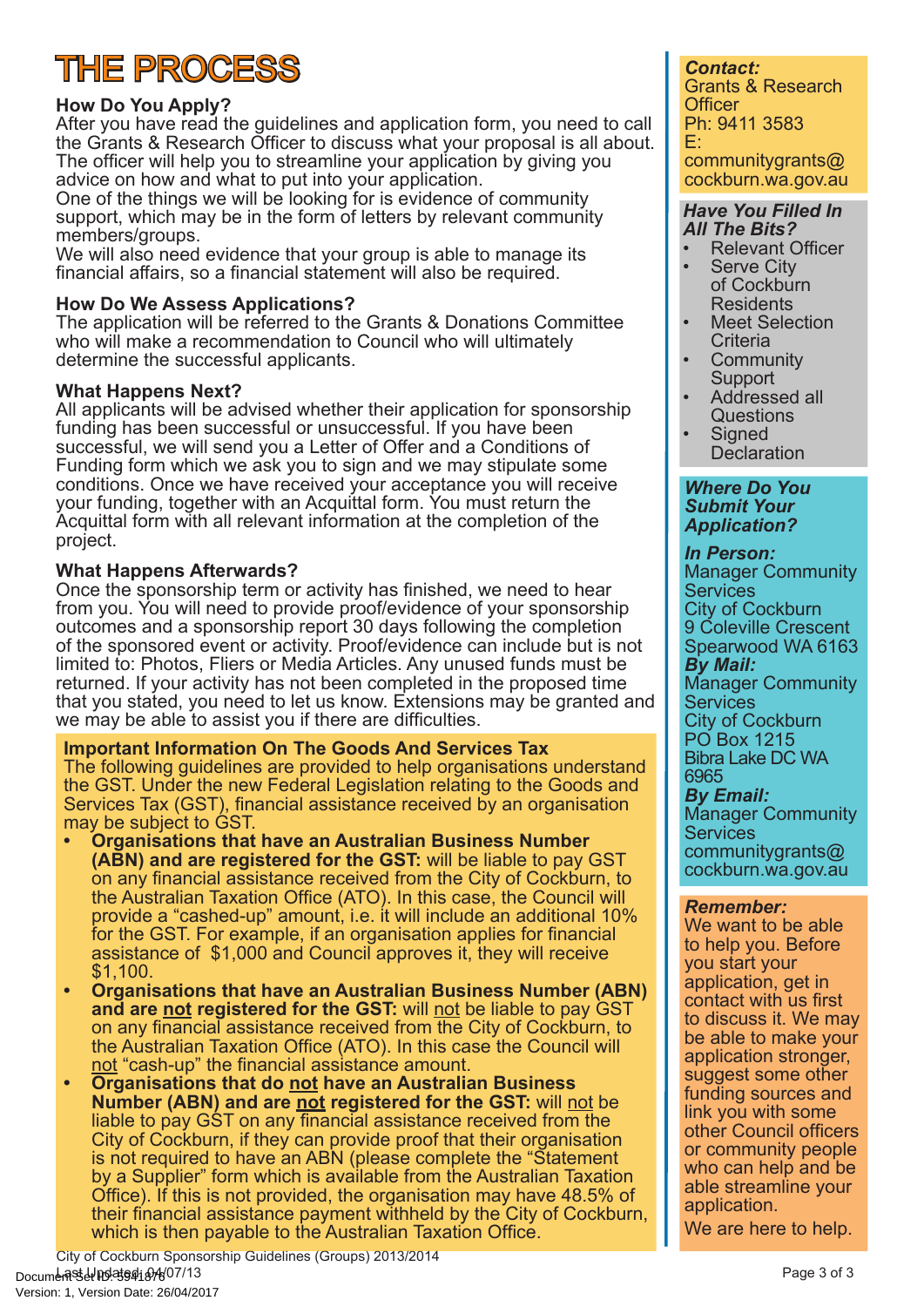# THE PROCESS

### How Do You Apply?

After you have read the guidelines and application form, you need to call the Grants & Research Officer to discuss what your proposal is all about. The officer will help you to streamline your application by giving you advice on how and what to put into your application.

One of the things we will be looking for is evidence of community support, which may be in the form of letters by relevant community members/groups.

We will also need evidence that your group is able to manage its financial affairs, so a financial statement will also be required.

### How Do We Assess Applications?

The application will be referred to the Grants & Donations Committee who will make a recommendation to Council who will ultimately determine the successful applicants.

### What Happens Next?

All applicants will be advised whether their application for sponsorship funding has been successful or unsuccessful. If you have been successful, we will send you a Letter of Offer and a Conditions of Funding form which we ask you to sign and we may stipulate some conditions. Once we have received your acceptance you will receive your funding, together with an Acquittal form. You must return the Acquittal form with all relevant information at the completion of the project.

### What Happens Afterwards?

Once the sponsorship term or activity has finished, we need to hear from you. You will need to provide proof/evidence of your sponsorship outcomes and a sponsorship report 30 days following the completion of the sponsored event or activity. Proof/evidence can include but is not limited to: Photos, Fliers or Media Articles. Any unused funds must be returned. If your activity has not been completed in the proposed time that you stated, you need to let us know. Extensions may be granted and we may be able to assist you if there are difficulties.

### Important Information On The Goods And Services Tax

The following guidelines are provided to help organisations understand the GST. Under the new Federal Legislation relating to the Goods and Services Tax (GST), financial assistance received by an organisation may be subject to GST.

- **Organisations that have an Australian Business Number (ABN) and are registered for the GST:** will be liable to pay GST on any financial assistance received from the City of Cockburn, to the Australian Taxation Office (ATO). In this case, the Council will provide a "cashed-up" amount, i.e. it will include an additional 10% for the GST. For example, if an organisation applies for financial assistance of $1,000 and Council approves it, they will receive $1,100.
- **Organisations that have an Australian Business Number (ABN) and are <u>not</u> registered for the GST:** will <u>not</u> be liable to pay GST on any financial assistance received from the City of Cockburn, to the Australian Taxation Office (ATO). In this case the Council will <u>not</u> "cash-up" the financial assistance amount.
- **Organisations that do <u>not</u> have an Australian Business Number (ABN) and are <u>not</u> registered for the GST:** will <u>not</u> be liable to pay GST on any financial assistance received from the City of Cockburn, if they can provide proof that their organisation is not required to have an ABN (please complete the "Statement by a Supplier" form which is available from the Australian Taxation Office). If this is not provided, the organisation may have 48.5% of their financial assistance payment withheld by the City of Cockburn, which is then payable to the Australian Taxation Office.

***Contact:***
Grants & Research Officer
Ph: 9411 3583
E: communitygrants@cockburn.wa.gov.au

***Have You Filled In All The Bits?***

- Relevant Officer
- Serve City of Cockburn Residents
- Meet Selection Criteria
- Community Support
- Addressed all Questions
- Signed Declaration

***Where Do You Submit Your Application?***

***In Person:***
Manager Community Services
City of Cockburn
9 Coleville Crescent
Spearwood WA 6163

***By Mail:***
Manager Community Services
City of Cockburn
PO Box 1215
Bibra Lake DC WA 6965

***By Email:***
Manager Community Services
communitygrants@cockburn.wa.gov.au

***Remember:***
We want to be able to help you. Before you start your application, get in contact with us first to discuss it. We may be able to make your application stronger, suggest some other funding sources and link you with some other Council officers or community people who can help and be able streamline your application.

We are here to help.

City of Cockburn Sponsorship Guidelines (Groups) 2013/2014
Last Updated: 04/07/13
Document Set ID: 5541876
Version: 1, Version Date: 26/04/2017